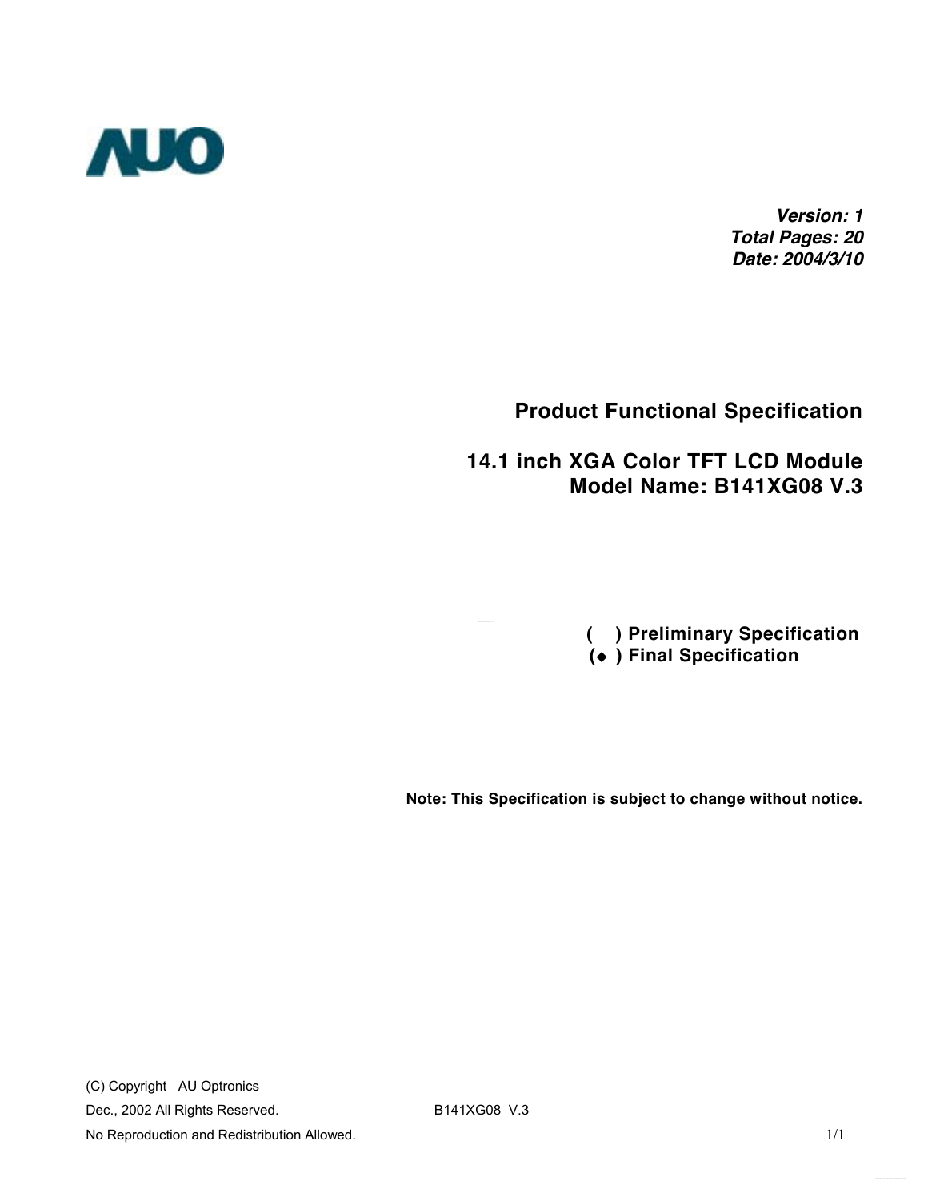AUO

***Version: 1***
***Total Pages: 20***
***Date: 2004/3/10***

# Product Functional Specification

## 14.1 inch XGA Color TFT LCD Module
## Model Name: B141XG08 V.3

**(  ) Preliminary Specification**
**(◆ ) Final Specification**

**Note: This Specification is subject to change without notice.**

(C) Copyright AU Optronics
Dec., 2002 All Rights Reserved.
No Reproduction and Redistribution Allowed.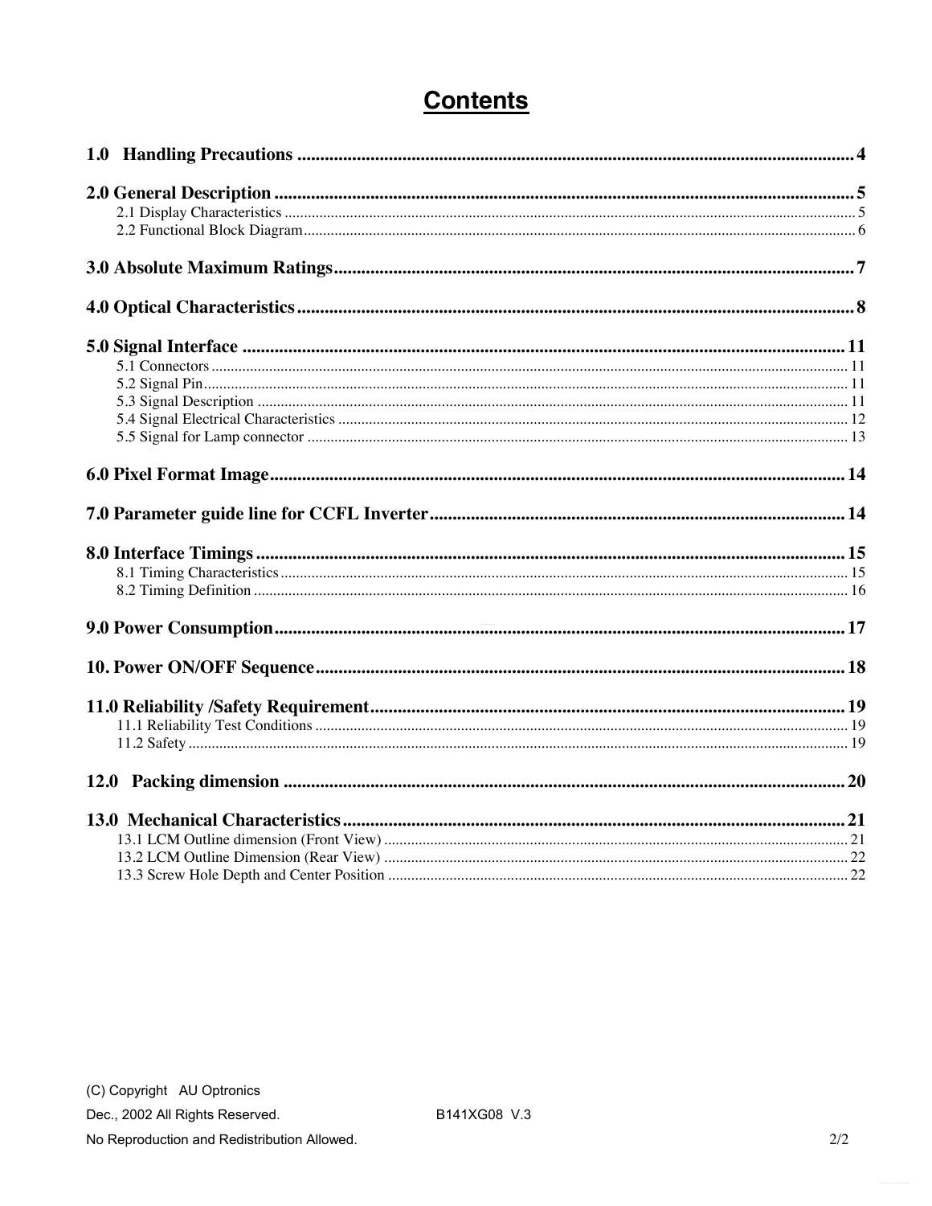# Contents

**1.0 Handling Precautions** .......... 4

**2.0 General Description** .......... 5

- 2.1 Display Characteristics .......... 5
- 2.2 Functional Block Diagram .......... 6

**3.0 Absolute Maximum Ratings** .......... 7

**4.0 Optical Characteristics** .......... 8

**5.0 Signal Interface** .......... 11

- 5.1 Connectors .......... 11
- 5.2 Signal Pin .......... 11
- 5.3 Signal Description .......... 11
- 5.4 Signal Electrical Characteristics .......... 12
- 5.5 Signal for Lamp connector .......... 13

**6.0 Pixel Format Image** .......... 14

**7.0 Parameter guide line for CCFL Inverter** .......... 14

**8.0 Interface Timings** .......... 15

- 8.1 Timing Characteristics .......... 15
- 8.2 Timing Definition .......... 16

**9.0 Power Consumption** .......... 17

**10. Power ON/OFF Sequence** .......... 18

**11.0 Reliability /Safety Requirement** .......... 19

- 11.1 Reliability Test Conditions .......... 19
- 11.2 Safety .......... 19

**12.0 Packing dimension** .......... 20

**13.0 Mechanical Characteristics** .......... 21

- 13.1 LCM Outline dimension (Front View) .......... 21
- 13.2 LCM Outline Dimension (Rear View) .......... 22
- 13.3 Screw Hole Depth and Center Position .......... 22

(C) Copyright AU Optronics
Dec., 2002 All Rights Reserved. B141XG08 V.3
No Reproduction and Redistribution Allowed.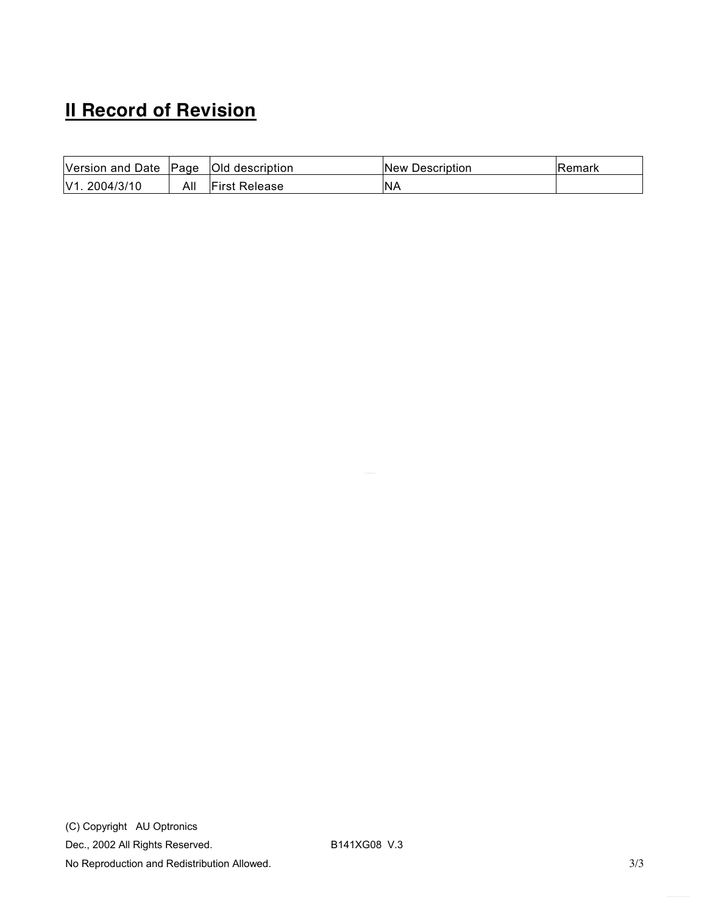## II Record of Revision

| Version and Date | Page | Old description | New Description | Remark |
|---|---|---|---|---|
| V1. 2004/3/10 | All | First Release | NA | |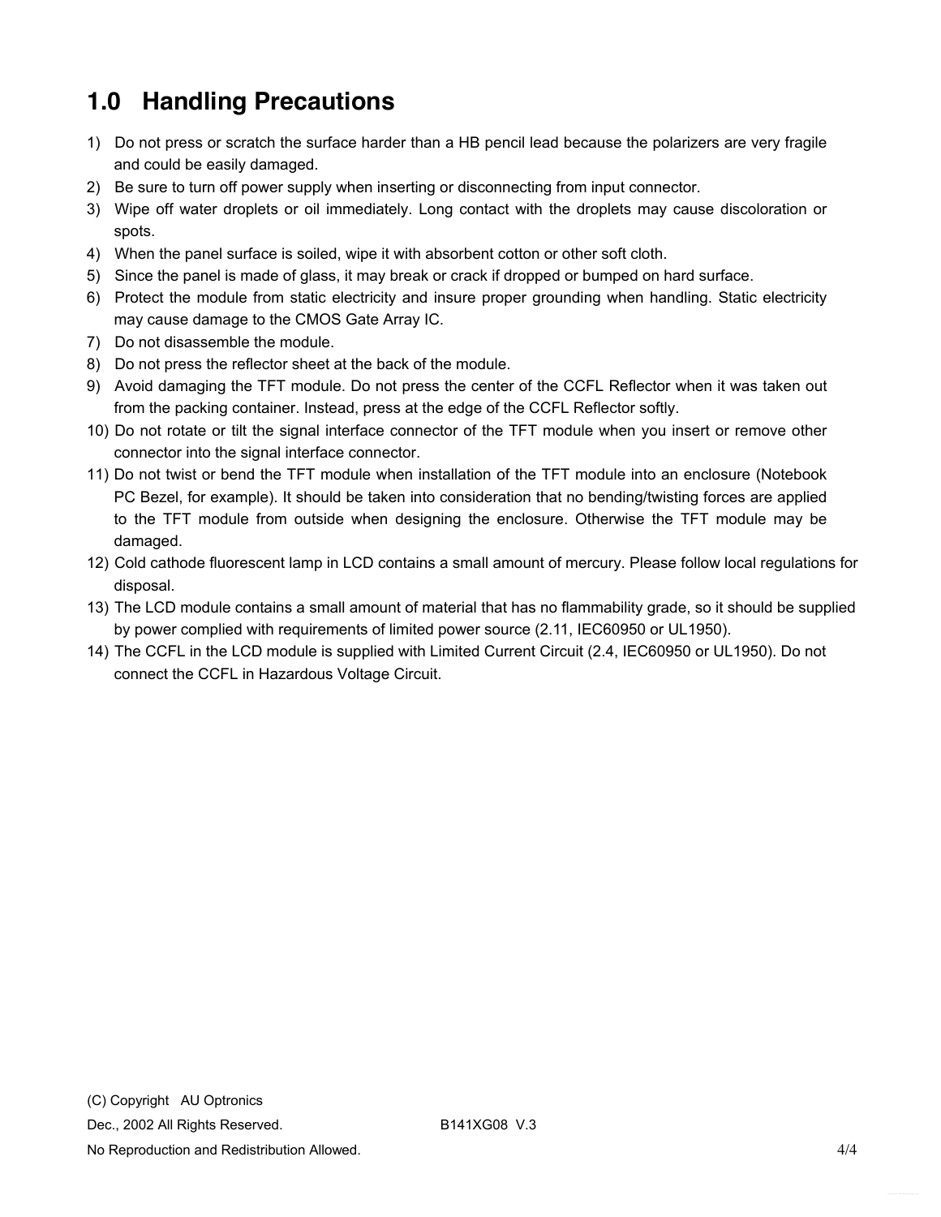# 1.0 Handling Precautions

1) Do not press or scratch the surface harder than a HB pencil lead because the polarizers are very fragile and could be easily damaged.
2) Be sure to turn off power supply when inserting or disconnecting from input connector.
3) Wipe off water droplets or oil immediately. Long contact with the droplets may cause discoloration or spots.
4) When the panel surface is soiled, wipe it with absorbent cotton or other soft cloth.
5) Since the panel is made of glass, it may break or crack if dropped or bumped on hard surface.
6) Protect the module from static electricity and insure proper grounding when handling. Static electricity may cause damage to the CMOS Gate Array IC.
7) Do not disassemble the module.
8) Do not press the reflector sheet at the back of the module.
9) Avoid damaging the TFT module. Do not press the center of the CCFL Reflector when it was taken out from the packing container. Instead, press at the edge of the CCFL Reflector softly.
10) Do not rotate or tilt the signal interface connector of the TFT module when you insert or remove other connector into the signal interface connector.
11) Do not twist or bend the TFT module when installation of the TFT module into an enclosure (Notebook PC Bezel, for example). It should be taken into consideration that no bending/twisting forces are applied to the TFT module from outside when designing the enclosure. Otherwise the TFT module may be damaged.
12) Cold cathode fluorescent lamp in LCD contains a small amount of mercury. Please follow local regulations for disposal.
13) The LCD module contains a small amount of material that has no flammability grade, so it should be supplied by power complied with requirements of limited power source (2.11, IEC60950 or UL1950).
14) The CCFL in the LCD module is supplied with Limited Current Circuit (2.4, IEC60950 or UL1950). Do not connect the CCFL in Hazardous Voltage Circuit.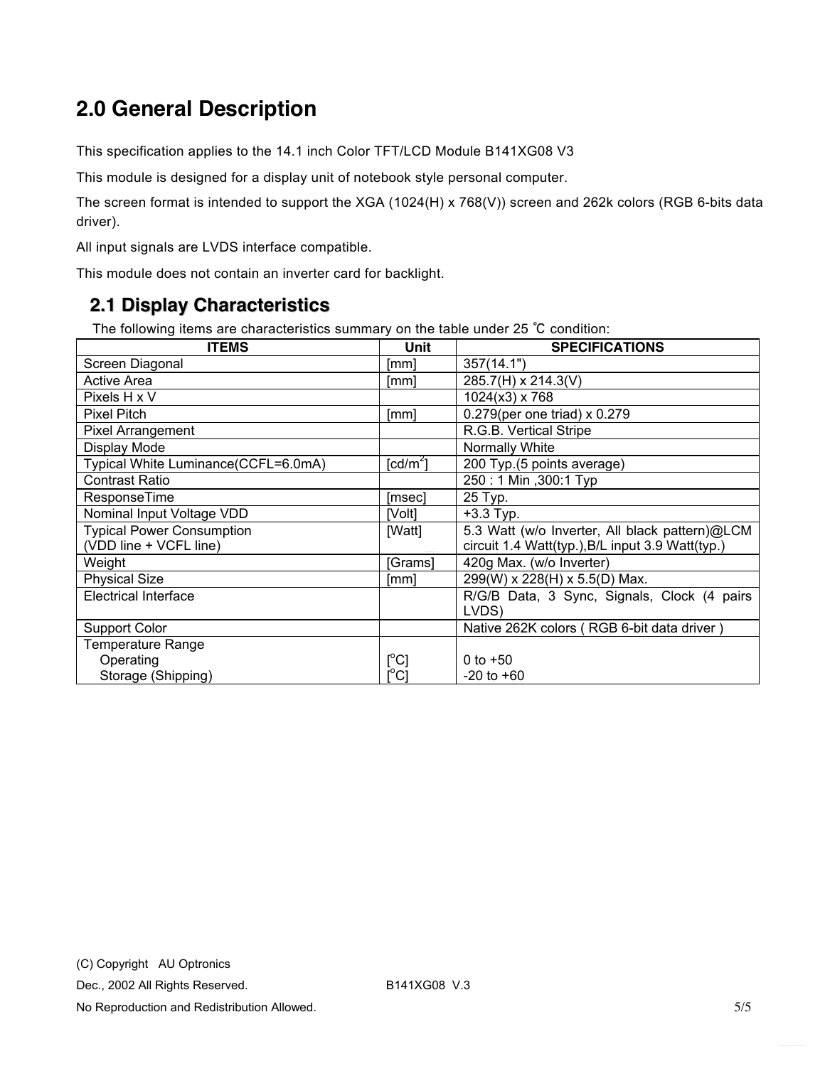# 2.0 General Description

This specification applies to the 14.1 inch Color TFT/LCD Module B141XG08 V3

This module is designed for a display unit of notebook style personal computer.

The screen format is intended to support the XGA (1024(H) x 768(V)) screen and 262k colors (RGB 6-bits data driver).

All input signals are LVDS interface compatible.

This module does not contain an inverter card for backlight.

## 2.1 Display Characteristics

The following items are characteristics summary on the table under 25 ℃ condition:

| ITEMS | Unit | SPECIFICATIONS |
|---|---|---|
| Screen Diagonal | [mm] | 357(14.1") |
| Active Area | [mm] | 285.7(H) x 214.3(V) |
| Pixels H x V | | 1024(x3) x 768 |
| Pixel Pitch | [mm] | 0.279(per one triad) x 0.279 |
| Pixel Arrangement | | R.G.B. Vertical Stripe |
| Display Mode | | Normally White |
| Typical White Luminance(CCFL=6.0mA) | [cd/m$^2$] | 200 Typ.(5 points average) |
| Contrast Ratio | | 250 : 1 Min ,300:1 Typ |
| ResponseTime | [msec] | 25 Typ. |
| Nominal Input Voltage VDD | [Volt] | +3.3 Typ. |
| Typical Power Consumption (VDD line + VCFL line) | [Watt] | 5.3 Watt (w/o Inverter, All black pattern)@LCM circuit 1.4 Watt(typ.),B/L input 3.9 Watt(typ.) |
| Weight | [Grams] | 420g Max. (w/o Inverter) |
| Physical Size | [mm] | 299(W) x 228(H) x 5.5(D) Max. |
| Electrical Interface | | R/G/B Data, 3 Sync, Signals, Clock (4 pairs LVDS) |
| Support Color | | Native 262K colors ( RGB 6-bit data driver ) |
| Temperature Range<br>Operating<br>Storage (Shipping) | <br>[$^o$C]<br>[$^o$C] | <br>0 to +50<br>-20 to +60 |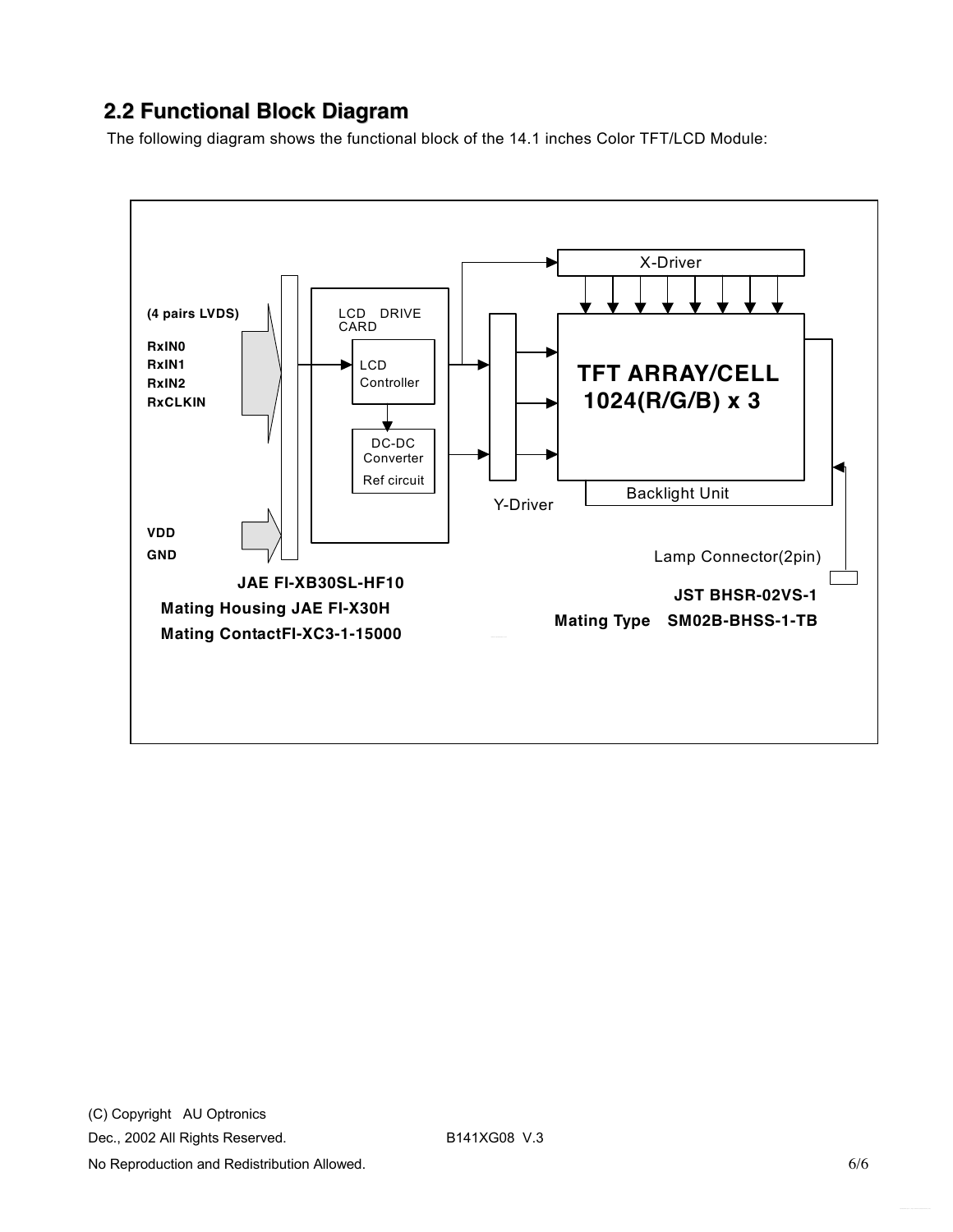## 2.2 Functional Block Diagram

The following diagram shows the functional block of the 14.1 inches Color TFT/LCD Module:

(4 pairs LVDS)

RxIN0
RxIN1
RxIN2
RxCLKIN

VDD
GND

LCD DRIVE CARD

LCD Controller

DC-DC Converter
Ref circuit

X-Driver

Y-Driver

TFT ARRAY/CELL
1024(R/G/B) x 3

Backlight Unit

Lamp Connector(2pin)

**JAE FI-XB30SL-HF10**
**Mating Housing JAE FI-X30H**
**Mating ContactFI-XC3-1-15000**

**JST BHSR-02VS-1**
**Mating Type SM02B-BHSS-1-TB**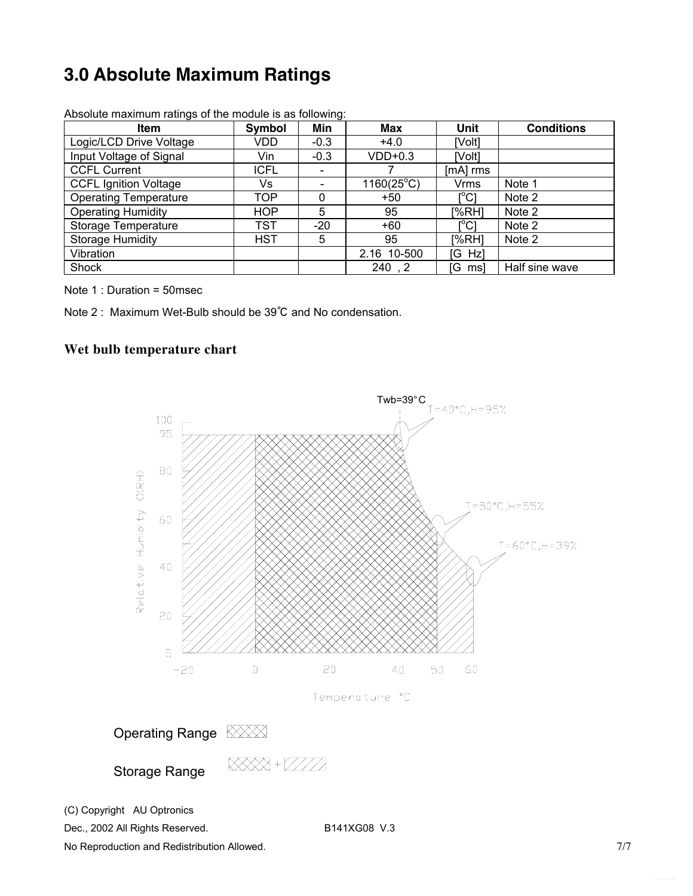# 3.0 Absolute Maximum Ratings

Absolute maximum ratings of the module is as following:

| Item | Symbol | Min | Max | Unit | Conditions |
|---|---|---|---|---|---|
| Logic/LCD Drive Voltage | VDD | -0.3 | +4.0 | [Volt] | |
| Input Voltage of Signal | Vin | -0.3 | VDD+0.3 | [Volt] | |
| CCFL Current | ICFL | - | 7 | [mA] rms | |
| CCFL Ignition Voltage | Vs | - | 1160(25°C) | Vrms | Note 1 |
| Operating Temperature | TOP | 0 | +50 | [°C] | Note 2 |
| Operating Humidity | HOP | 5 | 95 | [%RH] | Note 2 |
| Storage Temperature | TST | -20 | +60 | [°C] | Note 2 |
| Storage Humidity | HST | 5 | 95 | [%RH] | Note 2 |
| Vibration | | | 2.16 10-500 | [G Hz] | |
| Shock | | | 240 , 2 | [G ms] | Half sine wave |

Note 1 : Duration = 50msec

Note 2 : Maximum Wet-Bulb should be 39℃ and No condensation.

## Wet bulb temperature chart

Twb=39°C

T=40°C,H=95%

T=50°C,H=55%

T=60°C,H=39%

Relative Humidity (%RH)

Temperature °C

Operating Range

Storage Range

(C) Copyright AU Optronics

Dec., 2002 All Rights Reserved.

B141XG08 V.3

No Reproduction and Redistribution Allowed.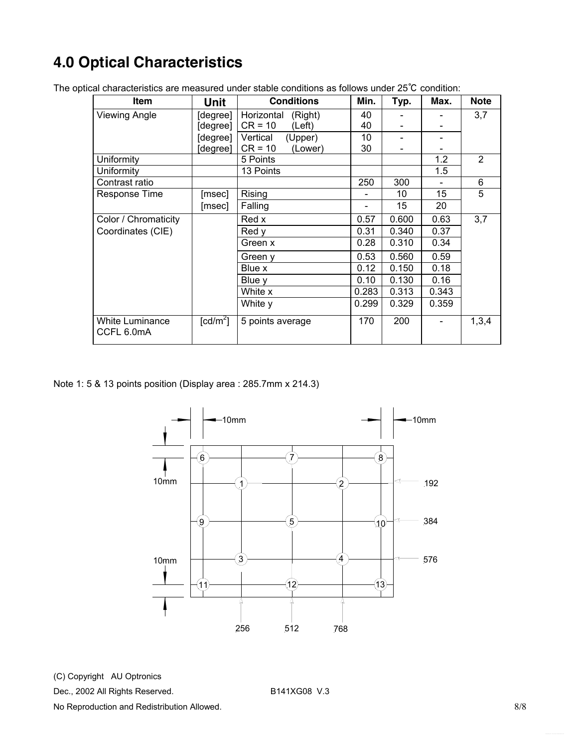# 4.0 Optical Characteristics

The optical characteristics are measured under stable conditions as follows under 25℃ condition:

| Item | Unit | Conditions | Min. | Typ. | Max. | Note |
|---|---|---|---|---|---|---|
| Viewing Angle | [degree] | Horizontal (Right) | 40 | - | - | 3,7 |
| | [degree] | CR = 10 (Left) | 40 | - | - | |
| | [degree] | Vertical (Upper) | 10 | - | - | |
| | [degree] | CR = 10 (Lower) | 30 | - | - | |
| Uniformity | | 5 Points | | | 1.2 | 2 |
| Uniformity | | 13 Points | | | 1.5 | |
| Contrast ratio | | | 250 | 300 | - | 6 |
| Response Time | [msec] | Rising | - | 10 | 15 | 5 |
| | [msec] | Falling | - | 15 | 20 | |
| Color / Chromaticity Coordinates (CIE) | | Red x | 0.57 | 0.600 | 0.63 | 3,7 |
| | | Red y | 0.31 | 0.340 | 0.37 | |
| | | Green x | 0.28 | 0.310 | 0.34 | |
| | | Green y | 0.53 | 0.560 | 0.59 | |
| | | Blue x | 0.12 | 0.150 | 0.18 | |
| | | Blue y | 0.10 | 0.130 | 0.16 | |
| | | White x | 0.283 | 0.313 | 0.343 | |
| | | White y | 0.299 | 0.329 | 0.359 | |
| White Luminance CCFL 6.0mA | [cd/m$^2$] | 5 points average | 170 | 200 | - | 1,3,4 |

Note 1: 5 & 13 points position (Display area : 285.7mm x 214.3)

10mm 10mm

10mm 10mm

6 7 8

1 2 192

9 5 10 384

3 4 576

11 12 13

256 512 768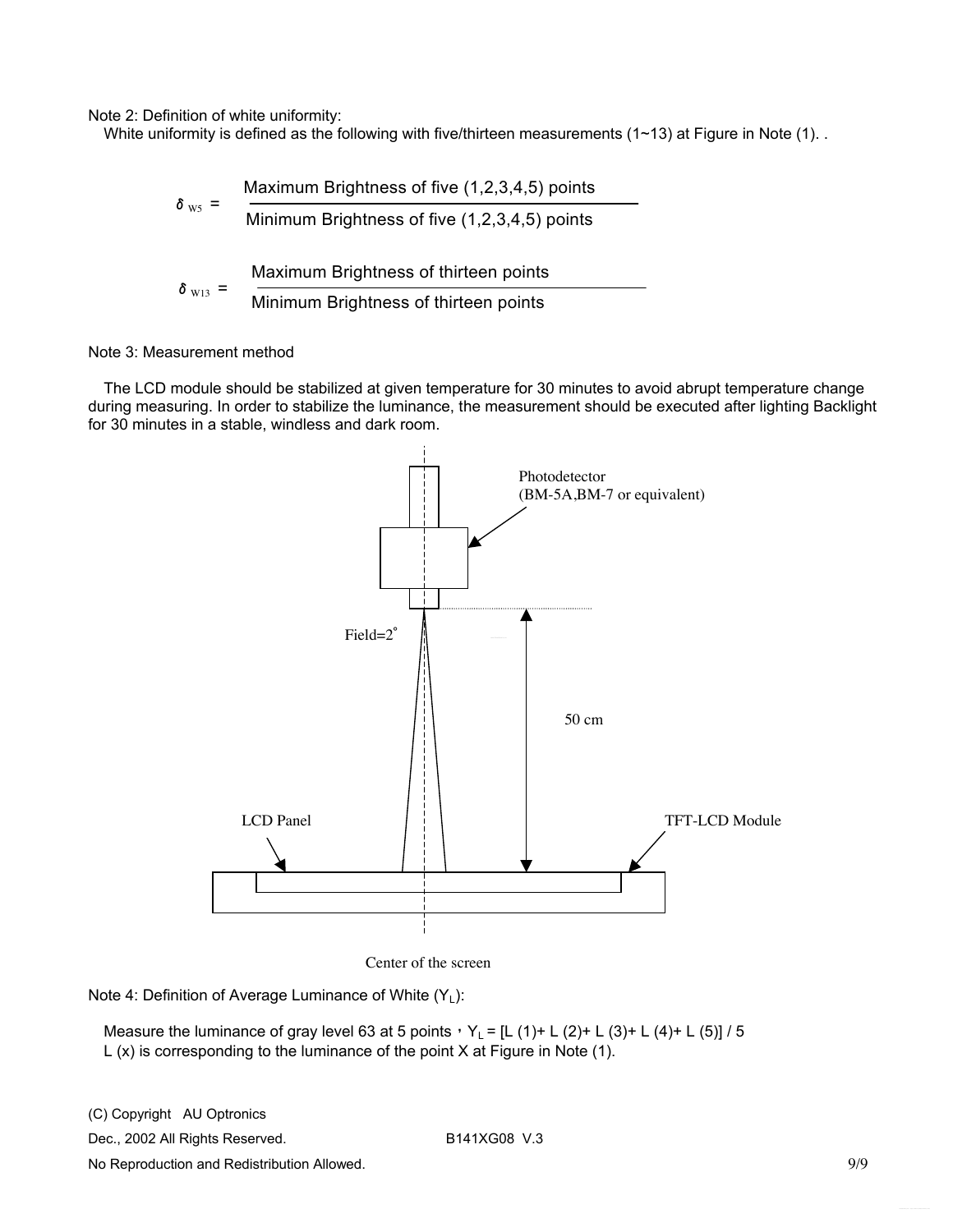Note 2: Definition of white uniformity:

White uniformity is defined as the following with five/thirteen measurements (1~13) at Figure in Note (1). .

$$\delta_{W5} = \frac{\text{Maximum Brightness of five (1,2,3,4,5) points}}{\text{Minimum Brightness of five (1,2,3,4,5) points}}$$

$$\delta_{W13} = \frac{\text{Maximum Brightness of thirteen points}}{\text{Minimum Brightness of thirteen points}}$$

Note 3: Measurement method

The LCD module should be stabilized at given temperature for 30 minutes to avoid abrupt temperature change during measuring. In order to stabilize the luminance, the measurement should be executed after lighting Backlight for 30 minutes in a stable, windless and dark room.

Photodetector (BM-5A,BM-7 or equivalent)

Field=2°

50 cm

LCD Panel

TFT-LCD Module

Center of the screen

Note 4: Definition of Average Luminance of White ($Y_L$):

Measure the luminance of gray level 63 at 5 points，$Y_L$ = [L (1)+ L (2)+ L (3)+ L (4)+ L (5)] / 5
L (x) is corresponding to the luminance of the point X at Figure in Note (1).

(C) Copyright AU Optronics

Dec., 2002 All Rights Reserved. B141XG08 V.3

No Reproduction and Redistribution Allowed.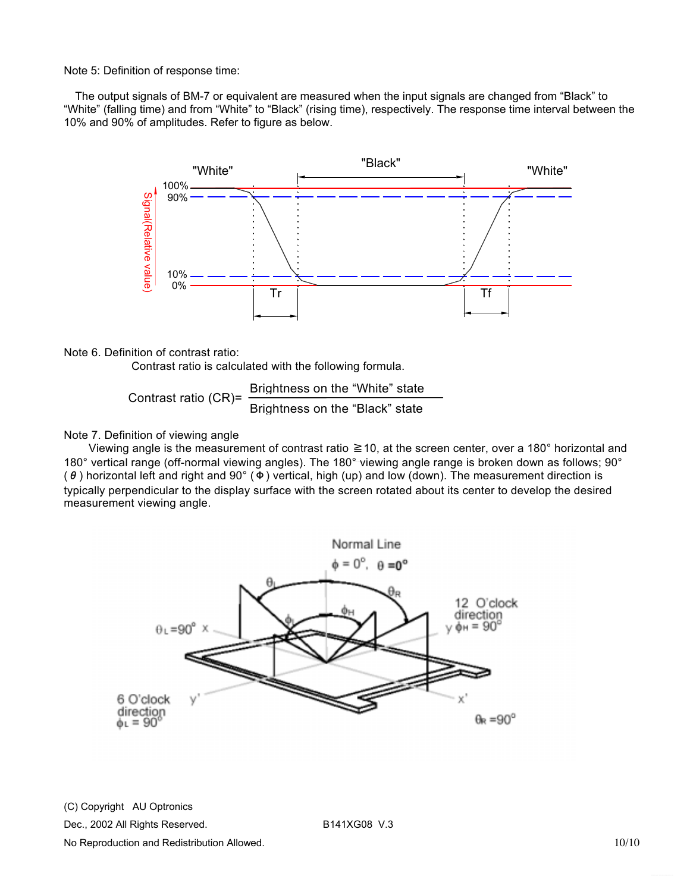Note 5: Definition of response time:

The output signals of BM-7 or equivalent are measured when the input signals are changed from “Black” to “White” (falling time) and from “White” to “Black” (rising time), respectively. The response time interval between the 10% and 90% of amplitudes. Refer to figure as below.

Note 6. Definition of contrast ratio:

Contrast ratio is calculated with the following formula.

$$\text{Contrast ratio (CR)} = \frac{\text{Brightness on the “White” state}}{\text{Brightness on the “Black” state}}$$

Note 7. Definition of viewing angle

Viewing angle is the measurement of contrast ratio ≧10, at the screen center, over a 180° horizontal and 180° vertical range (off-normal viewing angles). The 180° viewing angle range is broken down as follows; 90° ( $\theta$ ) horizontal left and right and 90° ( $\Phi$ ) vertical, high (up) and low (down). The measurement direction is typically perpendicular to the display surface with the screen rotated about its center to develop the desired measurement viewing angle.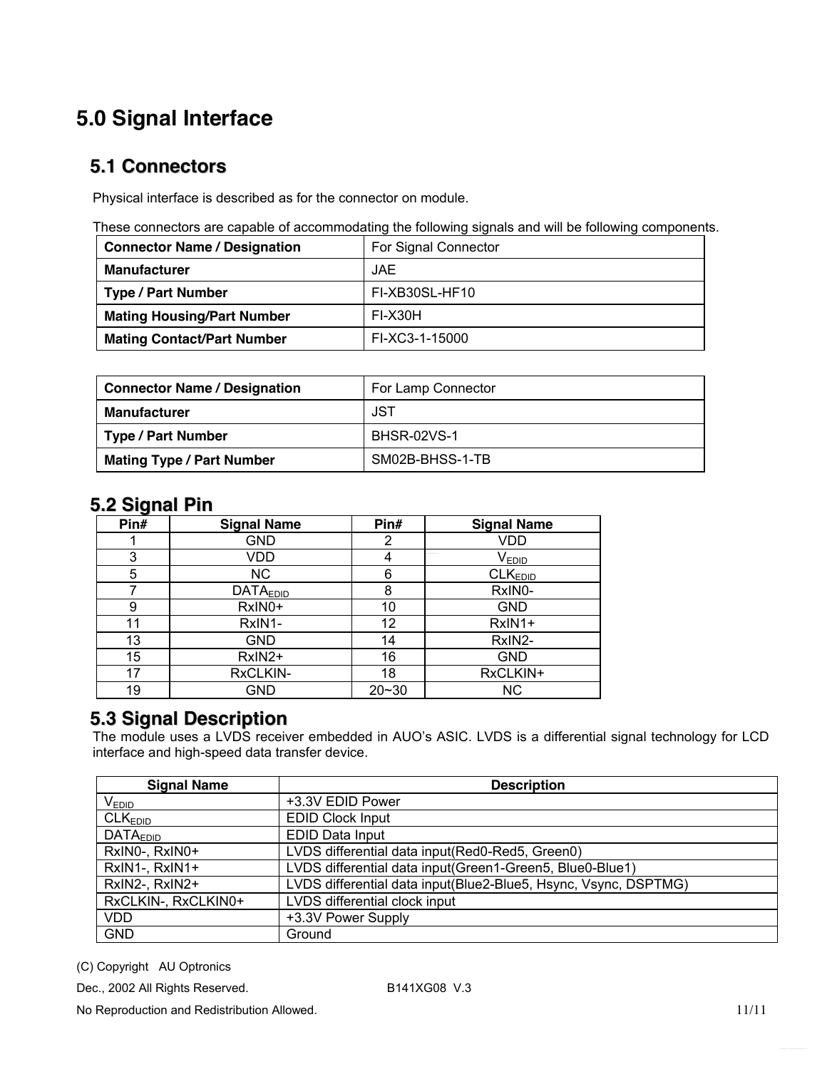# 5.0 Signal Interface

## 5.1 Connectors

Physical interface is described as for the connector on module.

These connectors are capable of accommodating the following signals and will be following components.

| Connector Name / Designation | For Signal Connector |
|---|---|
| **Manufacturer** | JAE |
| **Type / Part Number** | FI-XB30SL-HF10 |
| **Mating Housing/Part Number** | FI-X30H |
| **Mating Contact/Part Number** | FI-XC3-1-15000 |

| Connector Name / Designation | For Lamp Connector |
|---|---|
| **Manufacturer** | JST |
| **Type / Part Number** | BHSR-02VS-1 |
| **Mating Type / Part Number** | SM02B-BHSS-1-TB |

## 5.2 Signal Pin

| Pin# | Signal Name | Pin# | Signal Name |
|---|---|---|---|
| 1 | GND | 2 | VDD |
| 3 | VDD | 4 | $V_{EDID}$ |
| 5 | NC | 6 | $CLK_{EDID}$ |
| 7 | $DATA_{EDID}$ | 8 | RxIN0- |
| 9 | RxIN0+ | 10 | GND |
| 11 | RxIN1- | 12 | RxIN1+ |
| 13 | GND | 14 | RxIN2- |
| 15 | RxIN2+ | 16 | GND |
| 17 | RxCLKIN- | 18 | RxCLKIN+ |
| 19 | GND | 20~30 | NC |

## 5.3 Signal Description

The module uses a LVDS receiver embedded in AUO's ASIC. LVDS is a differential signal technology for LCD interface and high-speed data transfer device.

| Signal Name | Description |
|---|---|
| $V_{EDID}$ | +3.3V EDID Power |
| $CLK_{EDID}$ | EDID Clock Input |
| $DATA_{EDID}$ | EDID Data Input |
| RxIN0-, RxIN0+ | LVDS differential data input(Red0-Red5, Green0) |
| RxIN1-, RxIN1+ | LVDS differential data input(Green1-Green5, Blue0-Blue1) |
| RxIN2-, RxIN2+ | LVDS differential data input(Blue2-Blue5, Hsync, Vsync, DSPTMG) |
| RxCLKIN-, RxCLKIN0+ | LVDS differential clock input |
| VDD | +3.3V Power Supply |
| GND | Ground |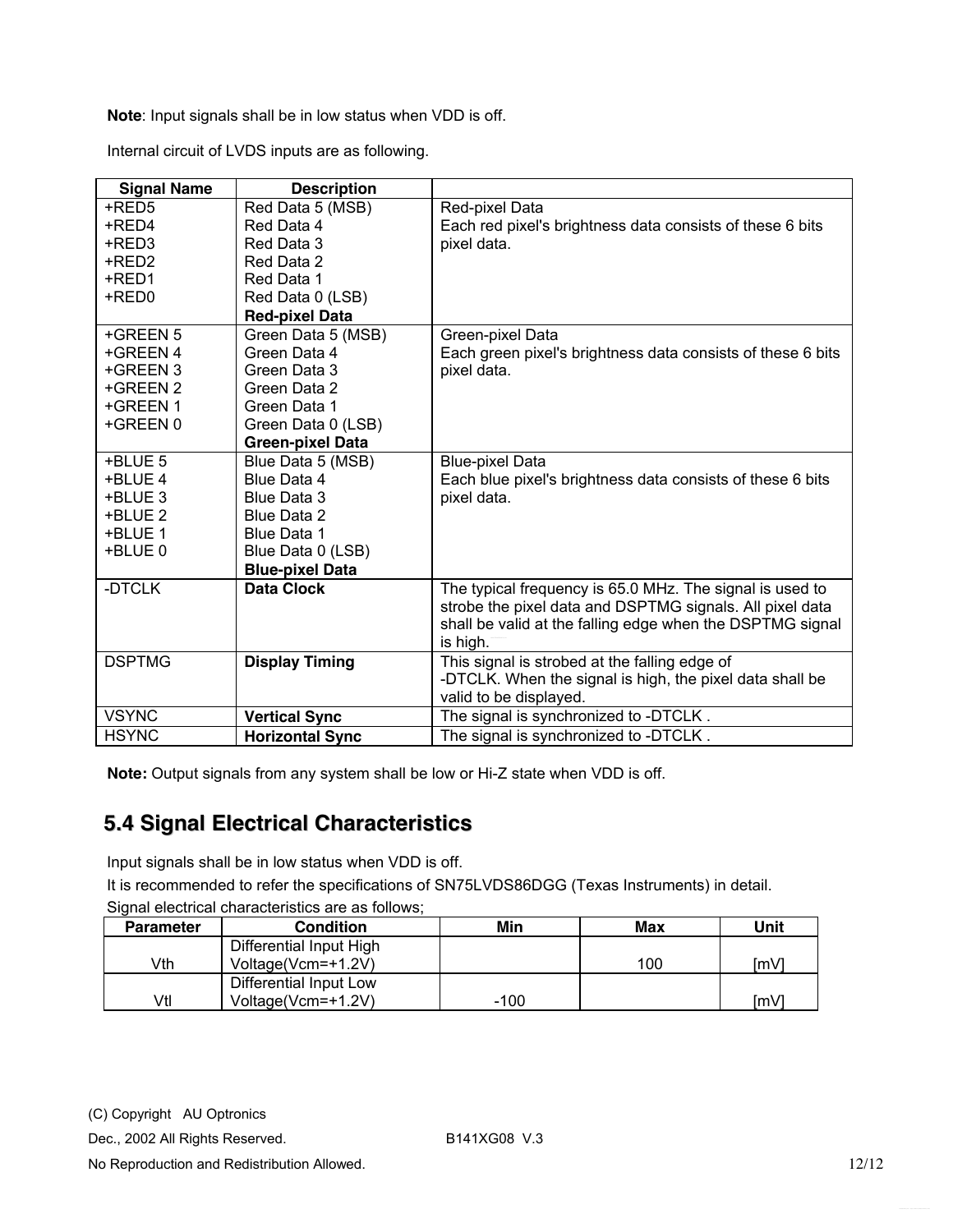**Note**: Input signals shall be in low status when VDD is off.

Internal circuit of LVDS inputs are as following.

| Signal Name | Description | |
|---|---|---|
| +RED5<br>+RED4<br>+RED3<br>+RED2<br>+RED1<br>+RED0 | Red Data 5 (MSB)<br>Red Data 4<br>Red Data 3<br>Red Data 2<br>Red Data 1<br>Red Data 0 (LSB)<br>**Red-pixel Data** | Red-pixel Data<br>Each red pixel's brightness data consists of these 6 bits pixel data. |
| +GREEN 5<br>+GREEN 4<br>+GREEN 3<br>+GREEN 2<br>+GREEN 1<br>+GREEN 0 | Green Data 5 (MSB)<br>Green Data 4<br>Green Data 3<br>Green Data 2<br>Green Data 1<br>Green Data 0 (LSB)<br>**Green-pixel Data** | Green-pixel Data<br>Each green pixel's brightness data consists of these 6 bits pixel data. |
| +BLUE 5<br>+BLUE 4<br>+BLUE 3<br>+BLUE 2<br>+BLUE 1<br>+BLUE 0 | Blue Data 5 (MSB)<br>Blue Data 4<br>Blue Data 3<br>Blue Data 2<br>Blue Data 1<br>Blue Data 0 (LSB)<br>**Blue-pixel Data** | Blue-pixel Data<br>Each blue pixel's brightness data consists of these 6 bits pixel data. |
| -DTCLK | **Data Clock** | The typical frequency is 65.0 MHz. The signal is used to strobe the pixel data and DSPTMG signals. All pixel data shall be valid at the falling edge when the DSPTMG signal is high. |
| DSPTMG | **Display Timing** | This signal is strobed at the falling edge of -DTCLK. When the signal is high, the pixel data shall be valid to be displayed. |
| VSYNC | **Vertical Sync** | The signal is synchronized to -DTCLK . |
| HSYNC | **Horizontal Sync** | The signal is synchronized to -DTCLK . |

**Note:** Output signals from any system shall be low or Hi-Z state when VDD is off.

## 5.4 Signal Electrical Characteristics

Input signals shall be in low status when VDD is off.

It is recommended to refer the specifications of SN75LVDS86DGG (Texas Instruments) in detail.

Signal electrical characteristics are as follows;

| Parameter | Condition | Min | Max | Unit |
|---|---|---|---|---|
| Vth | Differential Input High Voltage(Vcm=+1.2V) | | 100 | [mV] |
| Vtl | Differential Input Low Voltage(Vcm=+1.2V) | -100 | | [mV] |

(C) Copyright AU Optronics

Dec., 2002 All Rights Reserved. B141XG08 V.3

No Reproduction and Redistribution Allowed.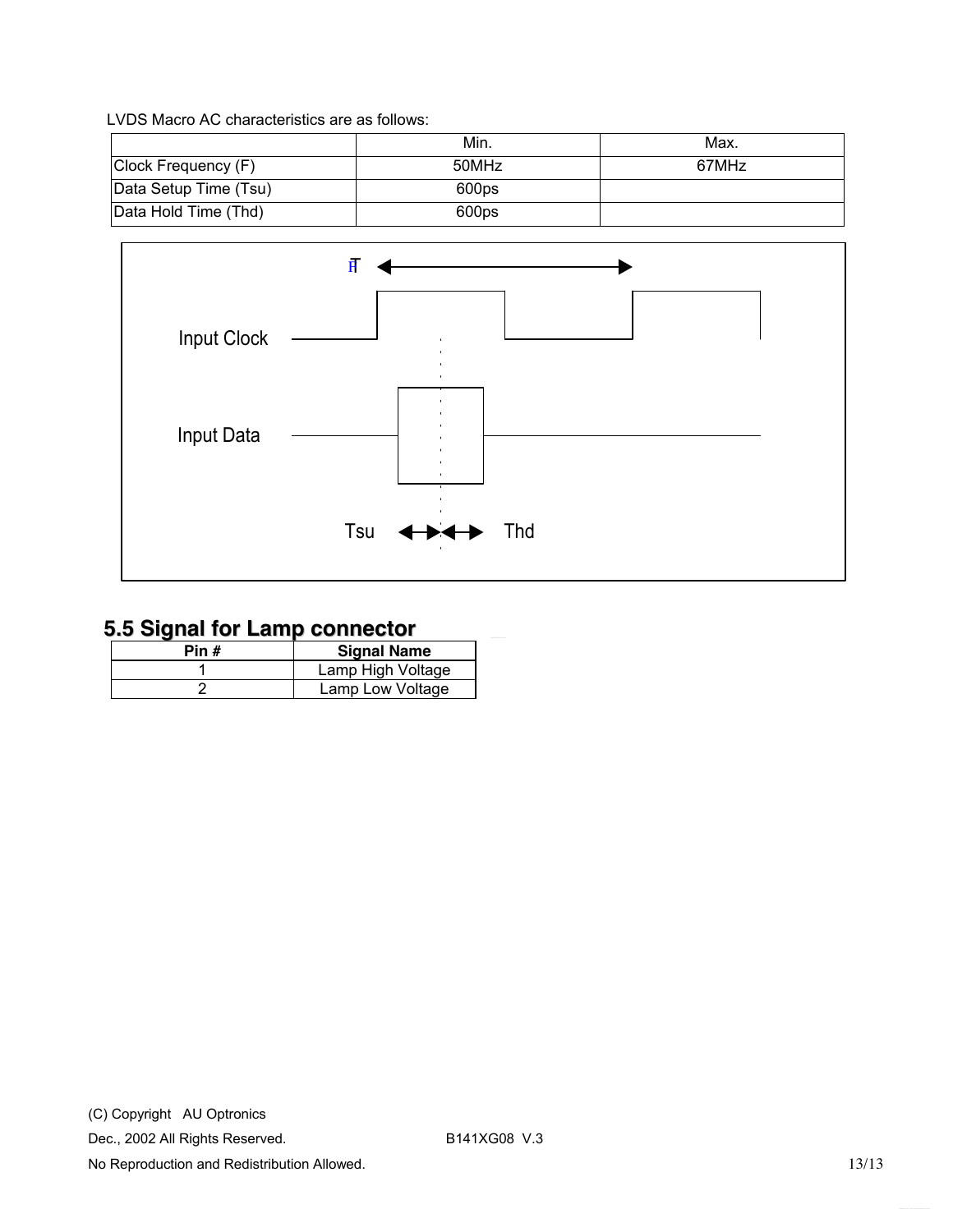LVDS Macro AC characteristics are as follows:

| | Min. | Max. |
|---|---|---|
| Clock Frequency (F) | 50MHz | 67MHz |
| Data Setup Time (Tsu) | 600ps | |
| Data Hold Time (Thd) | 600ps | |

T

Input Clock

Input Data

Tsu Thd

## 5.5 Signal for Lamp connector

| Pin # | Signal Name |
|---|---|
| 1 | Lamp High Voltage |
| 2 | Lamp Low Voltage |

(C) Copyright AU Optronics

Dec., 2002 All Rights Reserved. B141XG08 V.3

No Reproduction and Redistribution Allowed.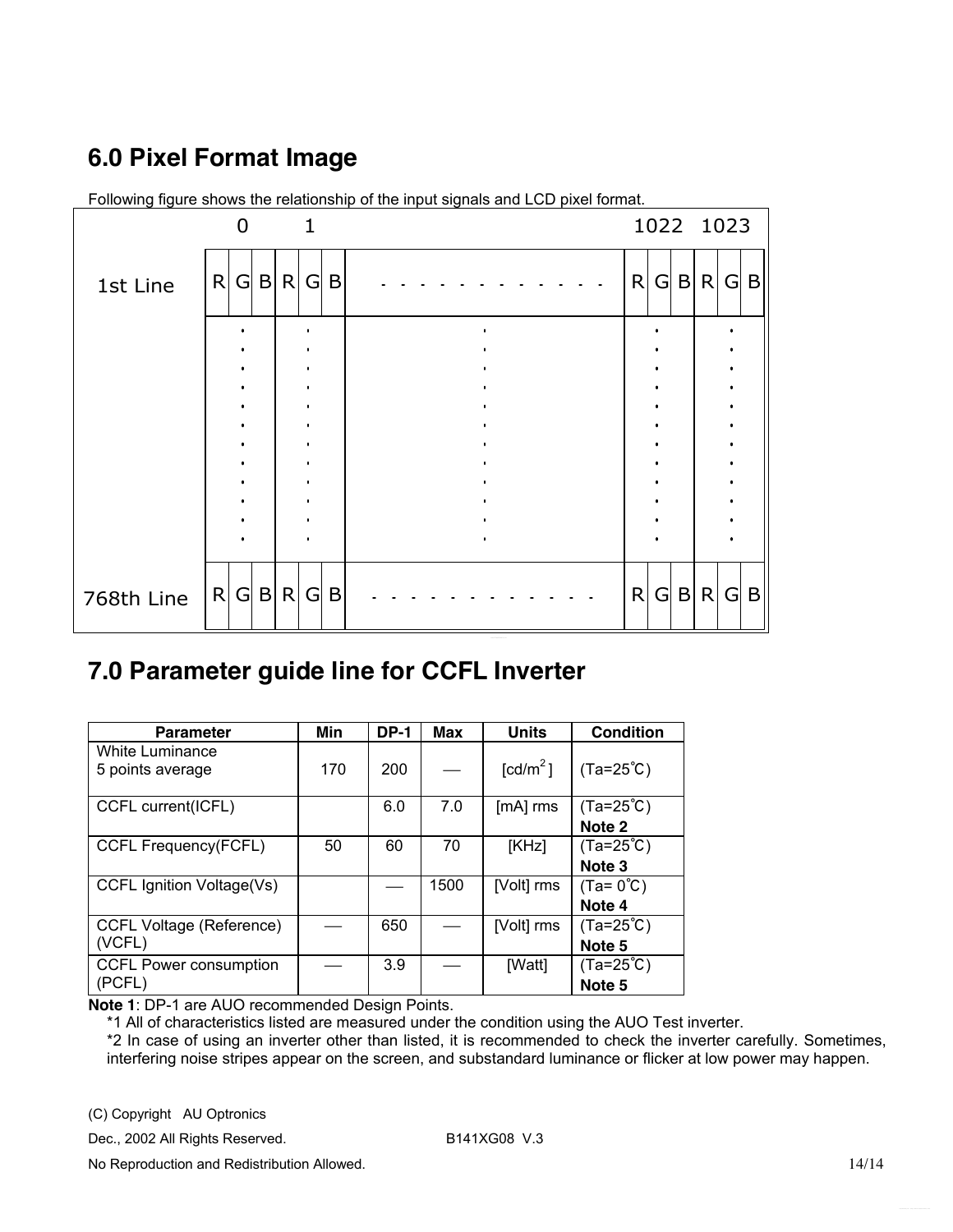## 6.0 Pixel Format Image

Following figure shows the relationship of the input signals and LCD pixel format.

| | 0 | 1 | | 1022 | 1023 |
|---|---|---|---|---|---|
| 1st Line | R G B | R G B | - - - - - - - - - - - - | R G B | R G B |
| | : | : | : | : | : |
| 768th Line | R G B | R G B | - - - - - - - - - - - - | R G B | R G B |

## 7.0 Parameter guide line for CCFL Inverter

| Parameter | Min | DP-1 | Max | Units | Condition |
|---|---|---|---|---|---|
| White Luminance<br>5 points average | 170 | 200 | — | [cd/m$^2$] | (Ta=25℃) |
| CCFL current(ICFL) | | 6.0 | 7.0 | [mA] rms | (Ta=25℃)<br>**Note 2** |
| CCFL Frequency(FCFL) | 50 | 60 | 70 | [KHz] | (Ta=25℃)<br>**Note 3** |
| CCFL Ignition Voltage(Vs) | | — | 1500 | [Volt] rms | (Ta= 0℃)<br>**Note 4** |
| CCFL Voltage (Reference)<br>(VCFL) | — | 650 | — | [Volt] rms | (Ta=25℃)<br>**Note 5** |
| CCFL Power consumption<br>(PCFL) | — | 3.9 | — | [Watt] | (Ta=25℃)<br>**Note 5** |

**Note 1**: DP-1 are AUO recommended Design Points.

*1 All of characteristics listed are measured under the condition using the AUO Test inverter.

*2 In case of using an inverter other than listed, it is recommended to check the inverter carefully. Sometimes, interfering noise stripes appear on the screen, and substandard luminance or flicker at low power may happen.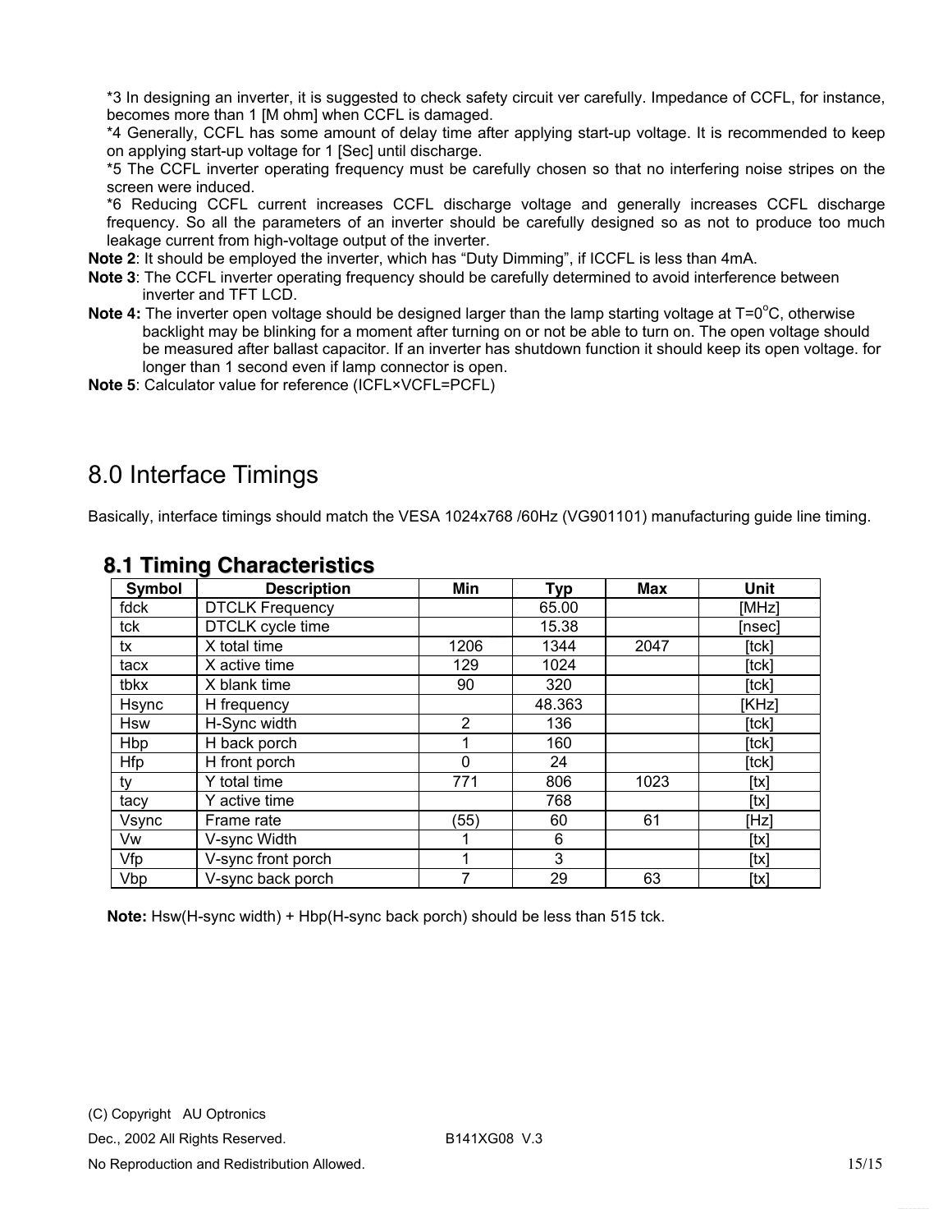*3 In designing an inverter, it is suggested to check safety circuit ver carefully. Impedance of CCFL, for instance, becomes more than 1 [M ohm] when CCFL is damaged.

*4 Generally, CCFL has some amount of delay time after applying start-up voltage. It is recommended to keep on applying start-up voltage for 1 [Sec] until discharge.

*5 The CCFL inverter operating frequency must be carefully chosen so that no interfering noise stripes on the screen were induced.

*6 Reducing CCFL current increases CCFL discharge voltage and generally increases CCFL discharge frequency. So all the parameters of an inverter should be carefully designed so as not to produce too much leakage current from high-voltage output of the inverter.

**Note 2**: It should be employed the inverter, which has "Duty Dimming", if ICCFL is less than 4mA.

**Note 3**: The CCFL inverter operating frequency should be carefully determined to avoid interference between inverter and TFT LCD.

**Note 4:** The inverter open voltage should be designed larger than the lamp starting voltage at T=0$^{o}$C, otherwise backlight may be blinking for a moment after turning on or not be able to turn on. The open voltage should be measured after ballast capacitor. If an inverter has shutdown function it should keep its open voltage. for longer than 1 second even if lamp connector is open.

**Note 5**: Calculator value for reference (ICFL×VCFL=PCFL)

# 8.0 Interface Timings

Basically, interface timings should match the VESA 1024x768 /60Hz (VG901101) manufacturing guide line timing.

## 8.1 Timing Characteristics

| Symbol | Description | Min | Typ | Max | Unit |
|---|---|---|---|---|---|
| fdck | DTCLK Frequency | | 65.00 | | [MHz] |
| tck | DTCLK cycle time | | 15.38 | | [nsec] |
| tx | X total time | 1206 | 1344 | 2047 | [tck] |
| tacx | X active time | 129 | 1024 | | [tck] |
| tbkx | X blank time | 90 | 320 | | [tck] |
| Hsync | H frequency | | 48.363 | | [KHz] |
| Hsw | H-Sync width | 2 | 136 | | [tck] |
| Hbp | H back porch | 1 | 160 | | [tck] |
| Hfp | H front porch | 0 | 24 | | [tck] |
| ty | Y total time | 771 | 806 | 1023 | [tx] |
| tacy | Y active time | | 768 | | [tx] |
| Vsync | Frame rate | (55) | 60 | 61 | [Hz] |
| Vw | V-sync Width | 1 | 6 | | [tx] |
| Vfp | V-sync front porch | 1 | 3 | | [tx] |
| Vbp | V-sync back porch | 7 | 29 | 63 | [tx] |

**Note:** Hsw(H-sync width) + Hbp(H-sync back porch) should be less than 515 tck.

(C) Copyright AU Optronics

Dec., 2002 All Rights Reserved. B141XG08 V.3

No Reproduction and Redistribution Allowed.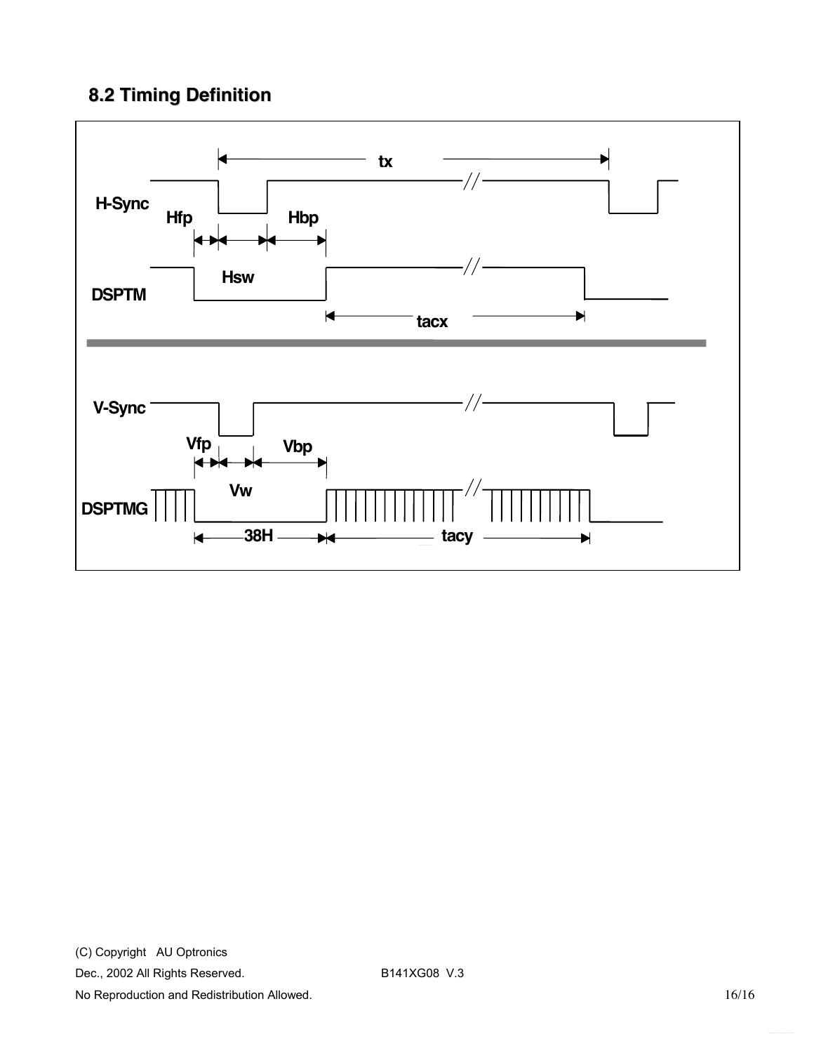## 8.2 Timing Definition

tx

H-Sync

Hfp Hbp

Hsw

DSPTM

tacx

V-Sync

Vfp Vbp

Vw

DSPTMG

38H tacy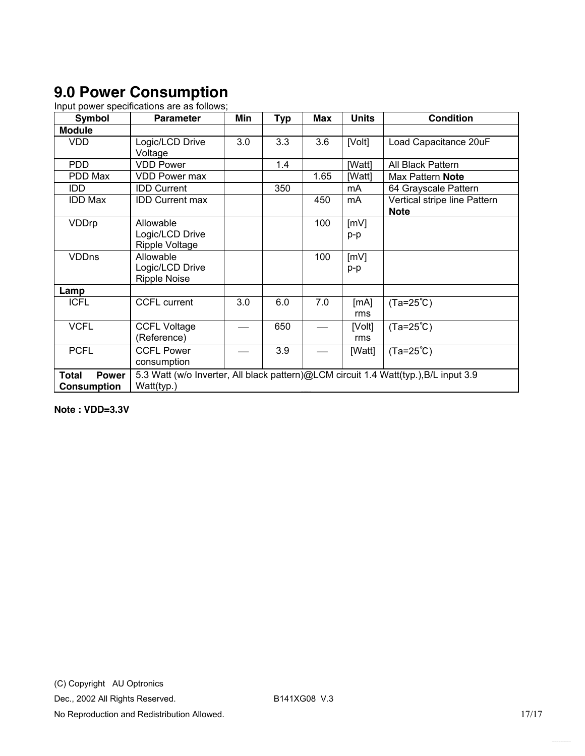# 9.0 Power Consumption

Input power specifications are as follows;

| Symbol | Parameter | Min | Typ | Max | Units | Condition |
|---|---|---|---|---|---|---|
| **Module** | | | | | | |
| VDD | Logic/LCD Drive Voltage | 3.0 | 3.3 | 3.6 | [Volt] | Load Capacitance 20uF |
| PDD | VDD Power | | 1.4 | | [Watt] | All Black Pattern |
| PDD Max | VDD Power max | | | 1.65 | [Watt] | Max Pattern **Note** |
| IDD | IDD Current | | 350 | | mA | 64 Grayscale Pattern |
| IDD Max | IDD Current max | | | 450 | mA | Vertical stripe line Pattern **Note** |
| VDDrp | Allowable Logic/LCD Drive Ripple Voltage | | | 100 | [mV] p-p | |
| VDDns | Allowable Logic/LCD Drive Ripple Noise | | | 100 | [mV] p-p | |
| **Lamp** | | | | | | |
| ICFL | CCFL current | 3.0 | 6.0 | 7.0 | [mA] rms | (Ta=25℃) |
| VCFL | CCFL Voltage (Reference) | — | 650 | — | [Volt] rms | (Ta=25℃) |
| PCFL | CCFL Power consumption | — | 3.9 | — | [Watt] | (Ta=25℃) |
| **Total Power Consumption** | 5.3 Watt (w/o Inverter, All black pattern)@LCM circuit 1.4 Watt(typ.),B/L input 3.9 Watt(typ.) | | | | | |

**Note : VDD=3.3V**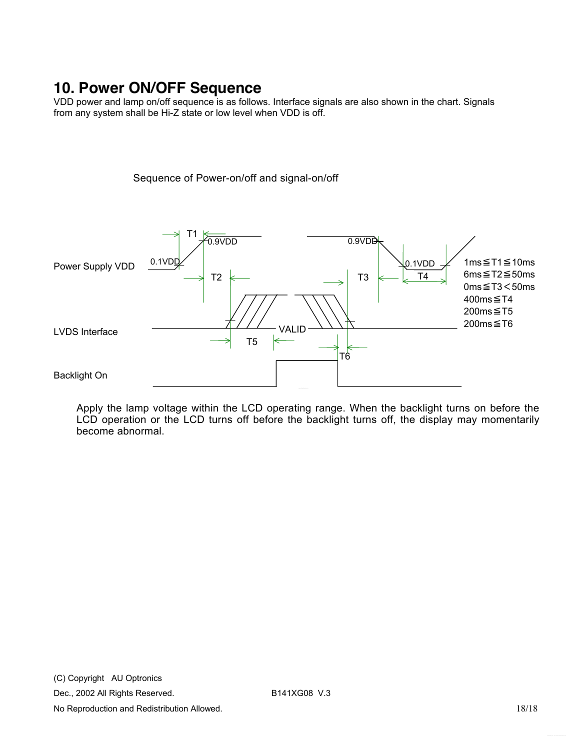# 10. Power ON/OFF Sequence

VDD power and lamp on/off sequence is as follows. Interface signals are also shown in the chart. Signals from any system shall be Hi-Z state or low level when VDD is off.

Sequence of Power-on/off and signal-on/off

Power Supply VDD

LVDS Interface

Backlight On

0.1VDD, 0.9VDD, T1, T2, T3, T4, T5, T6, VALID

1ms≦T1≦10ms
6ms≦T2≦50ms
0ms≦T3＜50ms
400ms≦T4
200ms≦T5
200ms≦T6

Apply the lamp voltage within the LCD operating range. When the backlight turns on before the LCD operation or the LCD turns off before the backlight turns off, the display may momentarily become abnormal.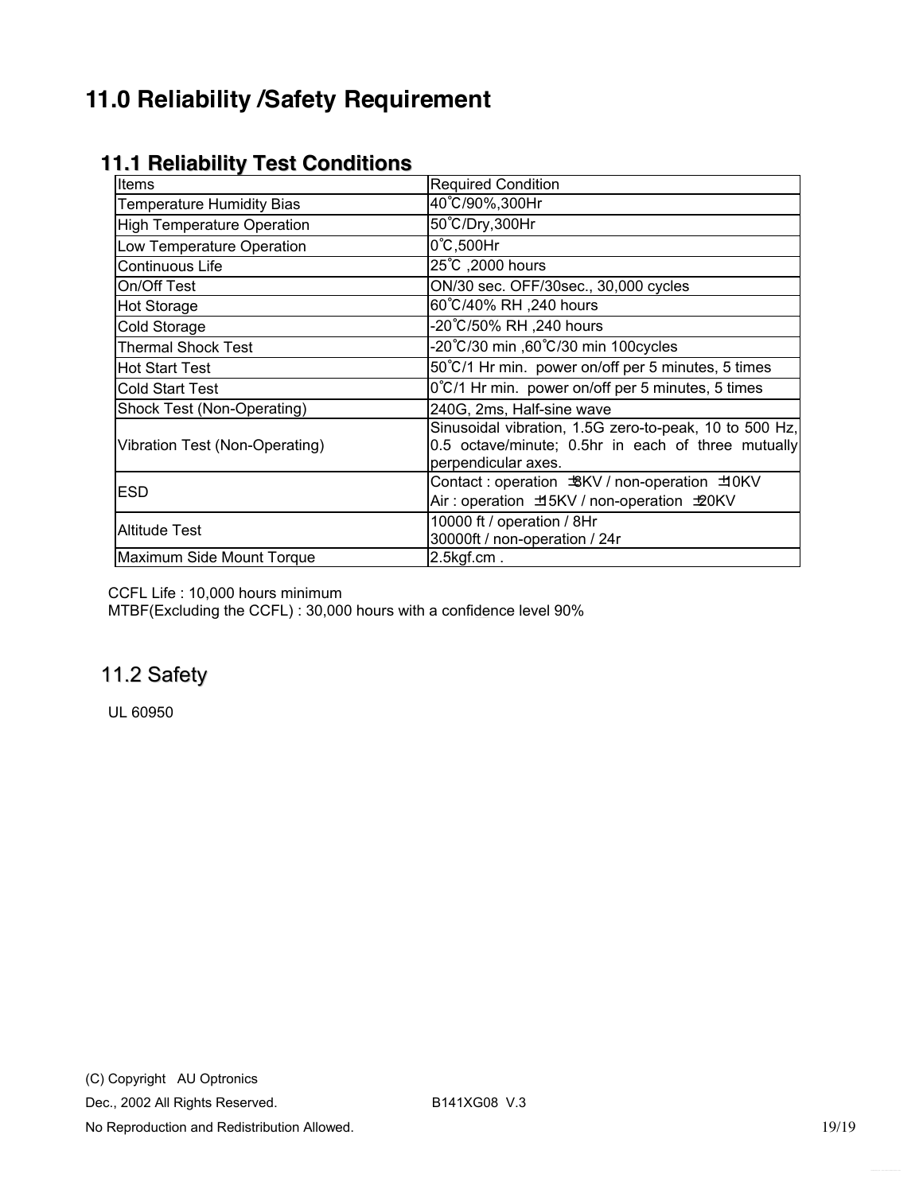# 11.0 Reliability /Safety Requirement

## 11.1 Reliability Test Conditions

| Items | Required Condition |
|---|---|
| Temperature Humidity Bias | 40˚C/90%,300Hr |
| High Temperature Operation | 50˚C/Dry,300Hr |
| Low Temperature Operation | 0˚C,500Hr |
| Continuous Life | 25˚C ,2000 hours |
| On/Off Test | ON/30 sec. OFF/30sec., 30,000 cycles |
| Hot Storage | 60˚C/40% RH ,240 hours |
| Cold Storage | -20˚C/50% RH ,240 hours |
| Thermal Shock Test | -20˚C/30 min ,60˚C/30 min 100cycles |
| Hot Start Test | 50˚C/1 Hr min. power on/off per 5 minutes, 5 times |
| Cold Start Test | 0˚C/1 Hr min. power on/off per 5 minutes, 5 times |
| Shock Test (Non-Operating) | 240G, 2ms, Half-sine wave |
| Vibration Test (Non-Operating) | Sinusoidal vibration, 1.5G zero-to-peak, 10 to 500 Hz, 0.5 octave/minute; 0.5hr in each of three mutually perpendicular axes. |
| ESD | Contact : operation ±8KV / non-operation ±10KV<br>Air : operation ±15KV / non-operation ±20KV |
| Altitude Test | 10000 ft / operation / 8Hr<br>30000ft / non-operation / 24r |
| Maximum Side Mount Torque | 2.5kgf.cm . |

CCFL Life : 10,000 hours minimum

MTBF(Excluding the CCFL) : 30,000 hours with a confidence level 90%

## 11.2 Safety

UL 60950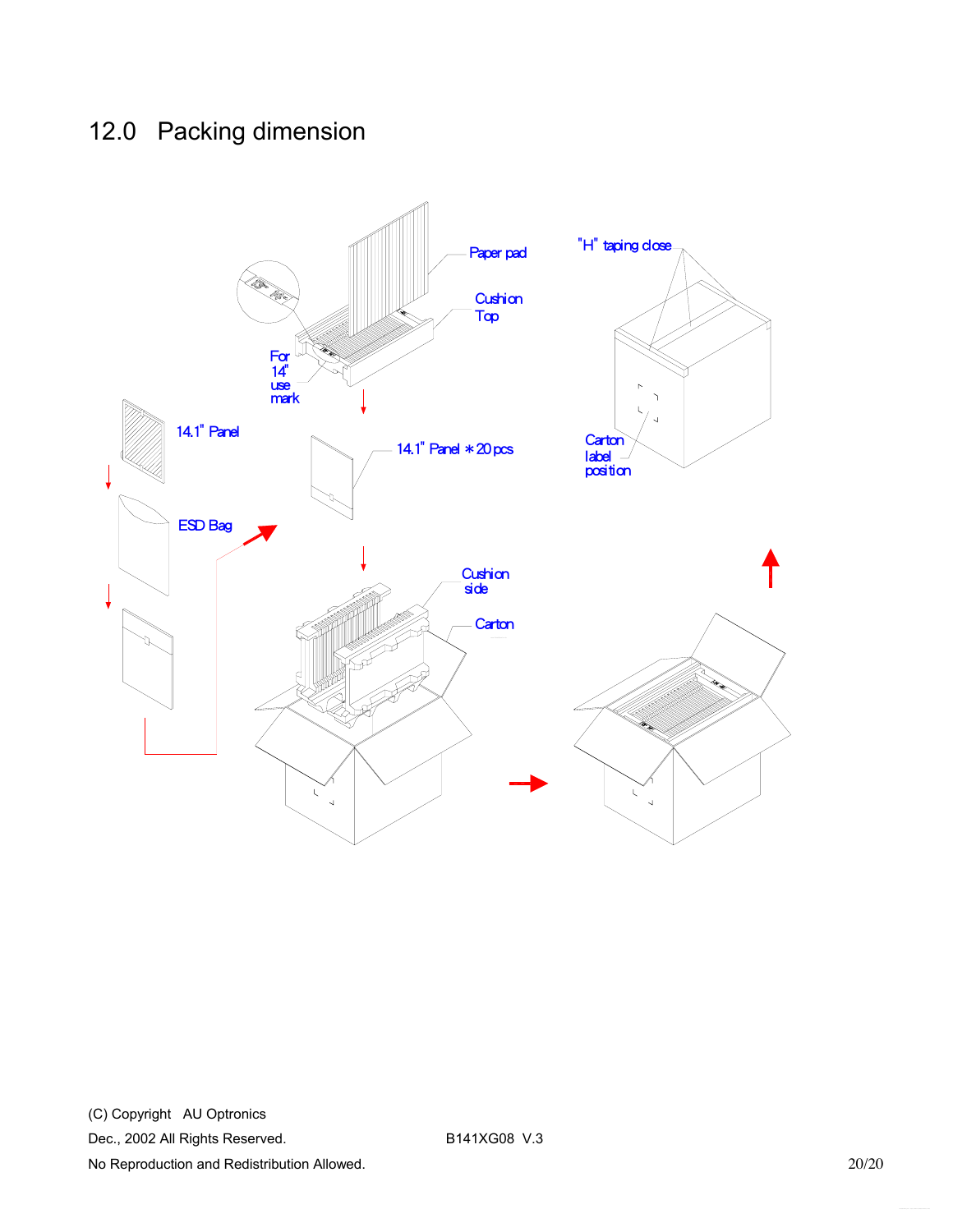# 12.0 Packing dimension

Paper pad

Cushion Top

For 14" use mark

"H" taping close

14.1" Panel

14.1" Panel * 20 pcs

Carton label position

ESD Bag

Cushion side

Carton

(C) Copyright AU Optronics
Dec., 2002 All Rights Reserved. B141XG08 V.3
No Reproduction and Redistribution Allowed.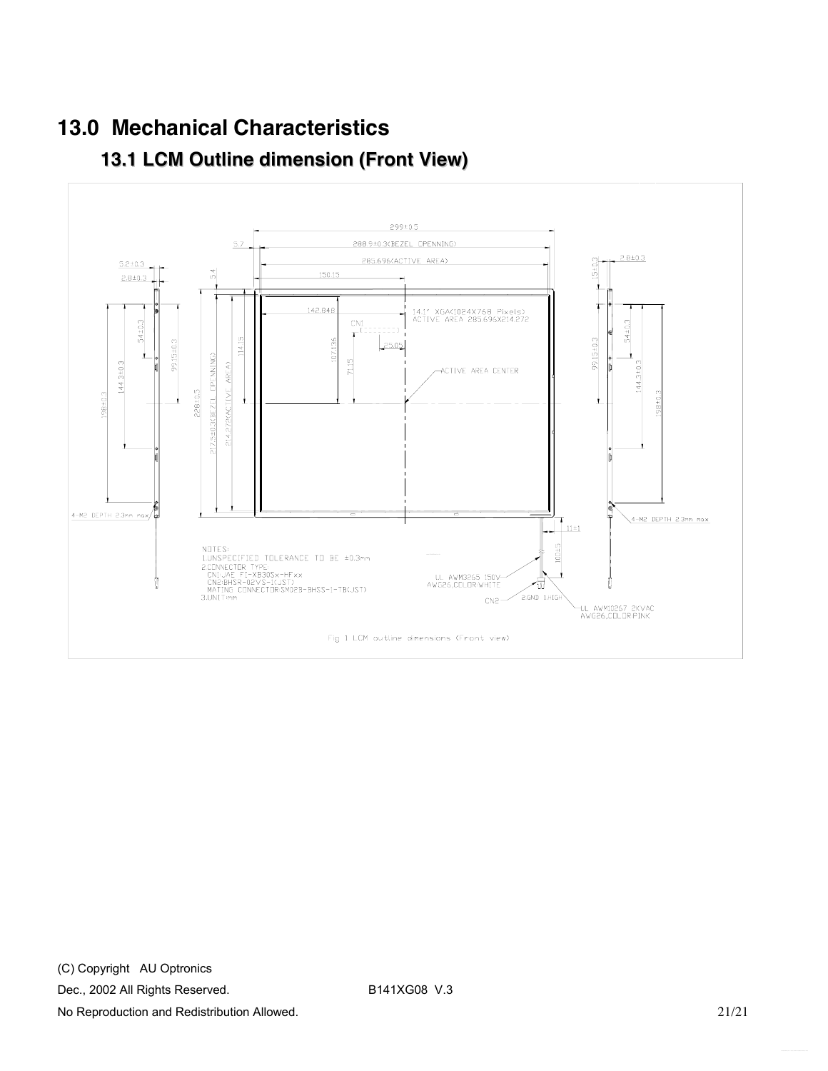# 13.0 Mechanical Characteristics

## 13.1 LCM Outline dimension (Front View)

NOTES:
1.UNSPECIFIED TOLERANCE TO BE ±0.3mm
2.CONNECTOR TYPE
CN1:JAE FI-XB30Sx-HFxx
CN2:BHSR-02VS-1(JST)
MATING CONNECTOR:SM02B-BHSS-1-TB(JST)
3.UNIT:mm

Fig. 1 LCM outline dimensions (Front view)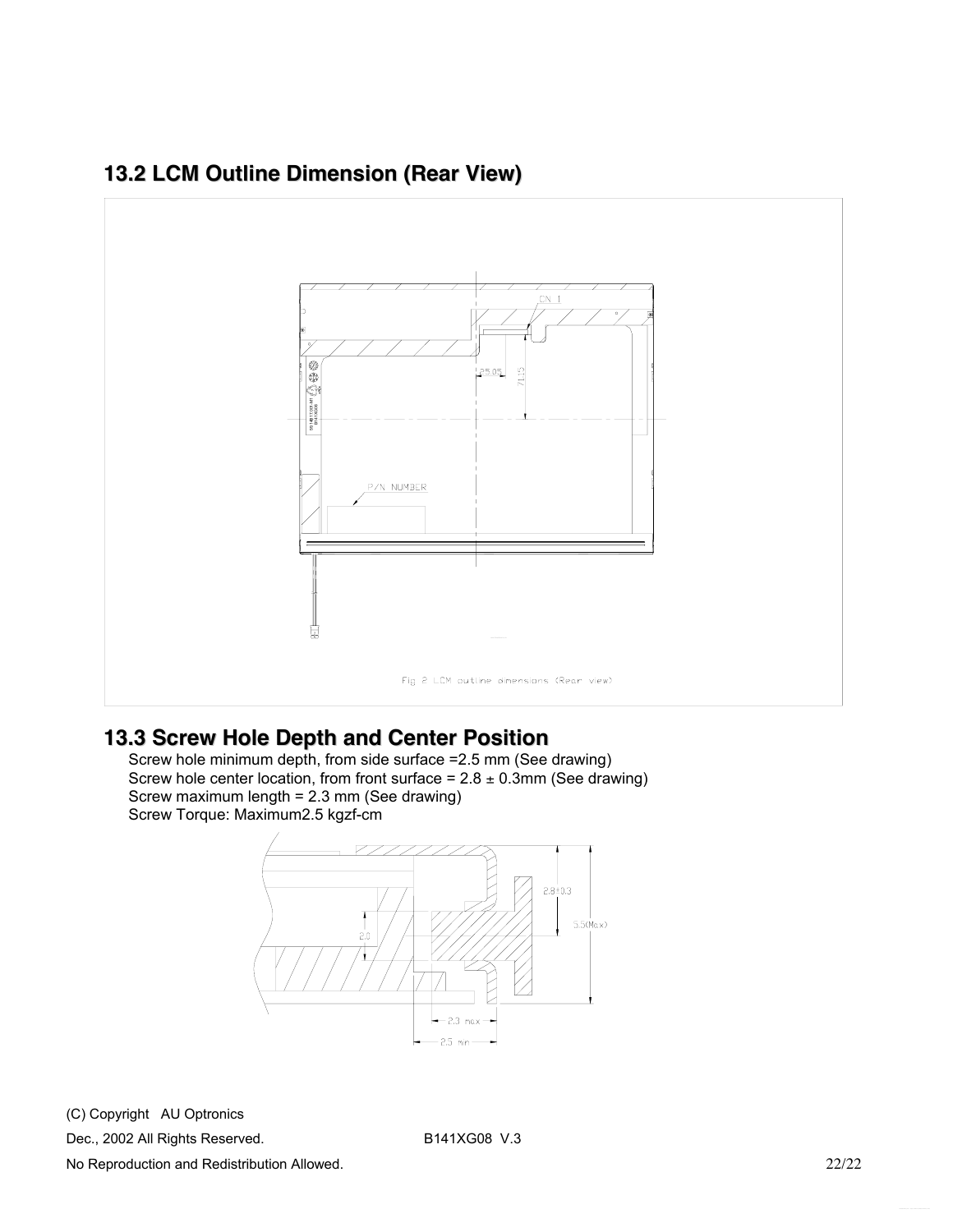## 13.2 LCM Outline Dimension (Rear View)

CN 1

25.05

71.15

P/N NUMBER

Fig. 2 LCM outline dimensions (Rear view)

## 13.3 Screw Hole Depth and Center Position

Screw hole minimum depth, from side surface =2.5 mm (See drawing)
Screw hole center location, from front surface = 2.8 ± 0.3mm (See drawing)
Screw maximum length = 2.3 mm (See drawing)
Screw Torque: Maximum2.5 kgzf-cm

2.8±0.3

5.5(Max)

2.0

2.3 max

2.5 min

(C) Copyright AU Optronics
Dec., 2002 All Rights Reserved. B141XG08 V.3
No Reproduction and Redistribution Allowed.